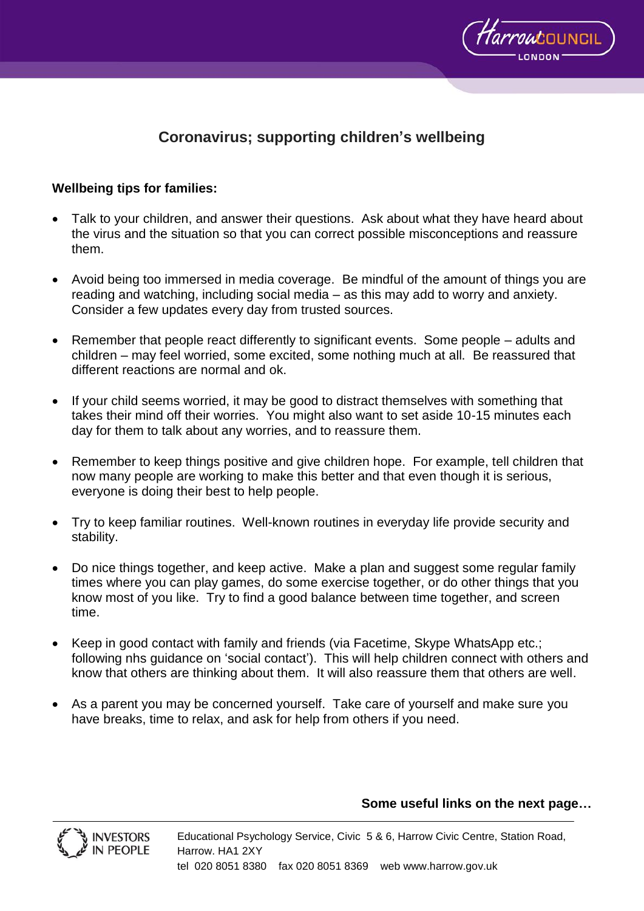# Coronavirus; supporting children's wellbeing

**Wellbeing tips for families:**

- Talk to your children, and answer their questions. Ask about what they have heard about the virus and the situation so that you can correct possible misconceptions and reassure them.

- Avoid being too immersed in media coverage. Be mindful of the amount of things you are reading and watching, including social media – as this may add to worry and anxiety. Consider a few updates every day from trusted sources.

- Remember that people react differently to significant events. Some people – adults and children – may feel worried, some excited, some nothing much at all. Be reassured that different reactions are normal and ok.

- If your child seems worried, it may be good to distract themselves with something that takes their mind off their worries. You might also want to set aside 10-15 minutes each day for them to talk about any worries, and to reassure them.

- Remember to keep things positive and give children hope. For example, tell children that now many people are working to make this better and that even though it is serious, everyone is doing their best to help people.

- Try to keep familiar routines. Well-known routines in everyday life provide security and stability.

- Do nice things together, and keep active. Make a plan and suggest some regular family times where you can play games, do some exercise together, or do other things that you know most of you like. Try to find a good balance between time together, and screen time.

- Keep in good contact with family and friends (via Facetime, Skype WhatsApp etc.; following nhs guidance on 'social contact'). This will help children connect with others and know that others are thinking about them. It will also reassure them that others are well.

- As a parent you may be concerned yourself. Take care of yourself and make sure you have breaks, time to relax, and ask for help from others if you need.

**Some useful links on the next page…**

Educational Psychology Service, Civic 5 & 6, Harrow Civic Centre, Station Road, Harrow. HA1 2XY
tel 020 8051 8380 fax 020 8051 8369 web www.harrow.gov.uk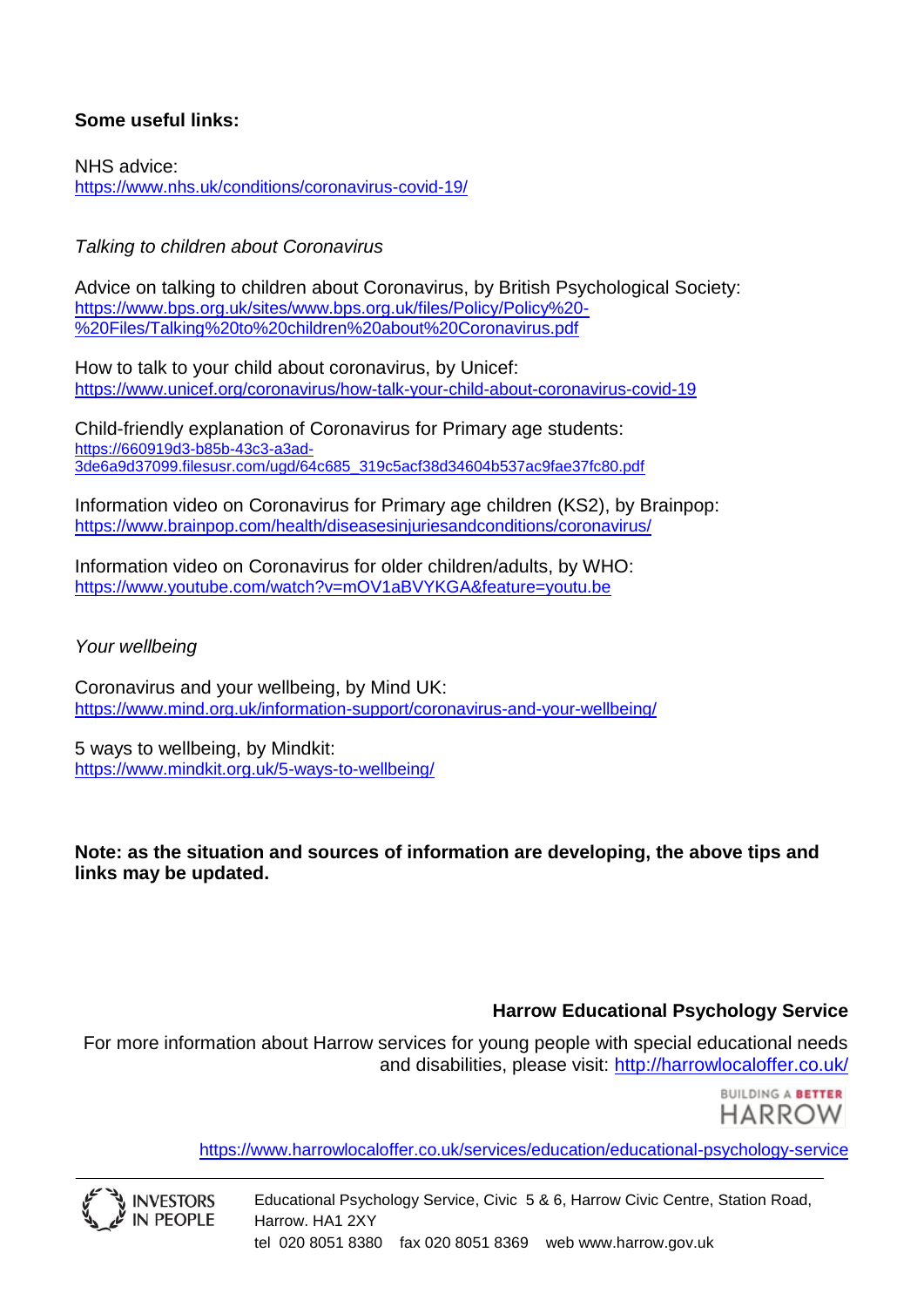**Some useful links:**

NHS advice:
https://www.nhs.uk/conditions/coronavirus-covid-19/

*Talking to children about Coronavirus*

Advice on talking to children about Coronavirus, by British Psychological Society:
https://www.bps.org.uk/sites/www.bps.org.uk/files/Policy/Policy%20-%20Files/Talking%20to%20children%20about%20Coronavirus.pdf

How to talk to your child about coronavirus, by Unicef:
https://www.unicef.org/coronavirus/how-talk-your-child-about-coronavirus-covid-19

Child-friendly explanation of Coronavirus for Primary age students:
https://660919d3-b85b-43c3-a3ad-3de6a9d37099.filesusr.com/ugd/64c685_319c5acf38d34604b537ac9fae37fc80.pdf

Information video on Coronavirus for Primary age children (KS2), by Brainpop:
https://www.brainpop.com/health/diseasesinjuriesandconditions/coronavirus/

Information video on Coronavirus for older children/adults, by WHO:
https://www.youtube.com/watch?v=mOV1aBVYKGA&feature=youtu.be

*Your wellbeing*

Coronavirus and your wellbeing, by Mind UK:
https://www.mind.org.uk/information-support/coronavirus-and-your-wellbeing/

5 ways to wellbeing, by Mindkit:
https://www.mindkit.org.uk/5-ways-to-wellbeing/

**Note: as the situation and sources of information are developing, the above tips and links may be updated.**

**Harrow Educational Psychology Service**

For more information about Harrow services for young people with special educational needs and disabilities, please visit: http://harrowlocaloffer.co.uk/

BUILDING A BETTER HARROW

https://www.harrowlocaloffer.co.uk/services/education/educational-psychology-service

INVESTORS IN PEOPLE

Educational Psychology Service, Civic 5 & 6, Harrow Civic Centre, Station Road, Harrow. HA1 2XY
tel 020 8051 8380 fax 020 8051 8369 web www.harrow.gov.uk